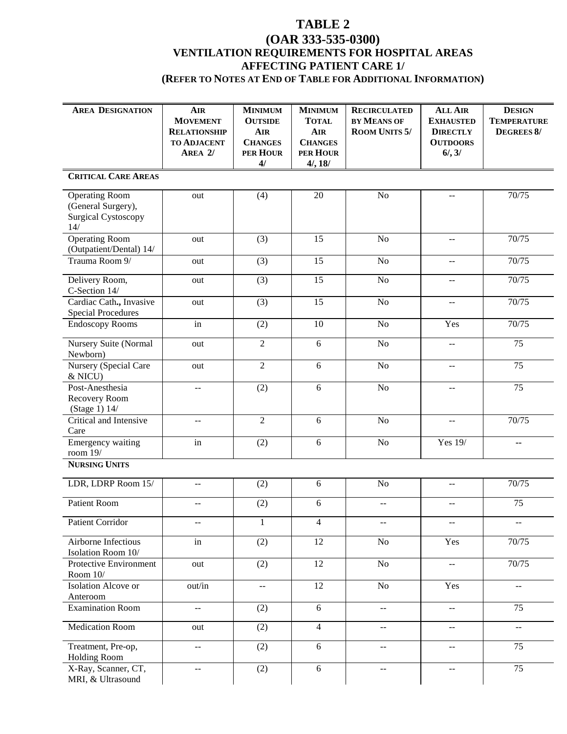# TABLE 2
## (OAR 333-535-0300)
### VENTILATION REQUIREMENTS FOR HOSPITAL AREAS AFFECTING PATIENT CARE 1/
### (REFER TO NOTES AT END OF TABLE FOR ADDITIONAL INFORMATION)

| AREA DESIGNATION | AIR MOVEMENT RELATIONSHIP TO ADJACENT AREA 2/ | MINIMUM OUTSIDE AIR CHANGES PER HOUR 4/ | MINIMUM TOTAL AIR CHANGES PER HOUR 4/, 18/ | RECIRCULATED BY MEANS OF ROOM UNITS 5/ | ALL AIR EXHAUSTED DIRECTLY OUTDOORS 6/, 3/ | DESIGN TEMPERATURE DEGREES 8/ |
|---|---|---|---|---|---|---|
| **CRITICAL CARE AREAS** | | | | | | |
| Operating Room (General Surgery), Surgical Cystoscopy 14/ | out | (4) | 20 | No | -- | 70/75 |
| Operating Room (Outpatient/Dental) 14/ | out | (3) | 15 | No | -- | 70/75 |
| Trauma Room 9/ | out | (3) | 15 | No | -- | 70/75 |
| Delivery Room, C-Section 14/ | out | (3) | 15 | No | -- | 70/75 |
| Cardiac Cath**.,** Invasive Special Procedures | out | (3) | 15 | No | -- | 70/75 |
| Endoscopy Rooms | in | (2) | 10 | No | Yes | 70/75 |
| Nursery Suite (Normal Newborn) | out | 2 | 6 | No | -- | 75 |
| Nursery (Special Care & NICU) | out | 2 | 6 | No | -- | 75 |
| Post-Anesthesia Recovery Room (Stage 1) 14/ | -- | (2) | 6 | No | -- | 75 |
| Critical and Intensive Care | -- | 2 | 6 | No | -- | 70/75 |
| Emergency waiting room 19/ | in | (2) | 6 | No | Yes 19/ | -- |
| **NURSING UNITS** | | | | | | |
| LDR, LDRP Room 15/ | -- | (2) | 6 | No | -- | 70/75 |
| Patient Room | -- | (2) | 6 | -- | -- | 75 |
| Patient Corridor | -- | 1 | 4 | -- | -- | -- |
| Airborne Infectious Isolation Room 10/ | in | (2) | 12 | No | Yes | 70/75 |
| Protective Environment Room 10/ | out | (2) | 12 | No | -- | 70/75 |
| Isolation Alcove or Anteroom | out/in | -- | 12 | No | Yes | -- |
| Examination Room | -- | (2) | 6 | -- | -- | 75 |
| Medication Room | out | (2) | 4 | -- | -- | -- |
| Treatment, Pre-op, Holding Room | -- | (2) | 6 | -- | -- | 75 |
| X-Ray, Scanner, CT, MRI, & Ultrasound | -- | (2) | 6 | -- | -- | 75 |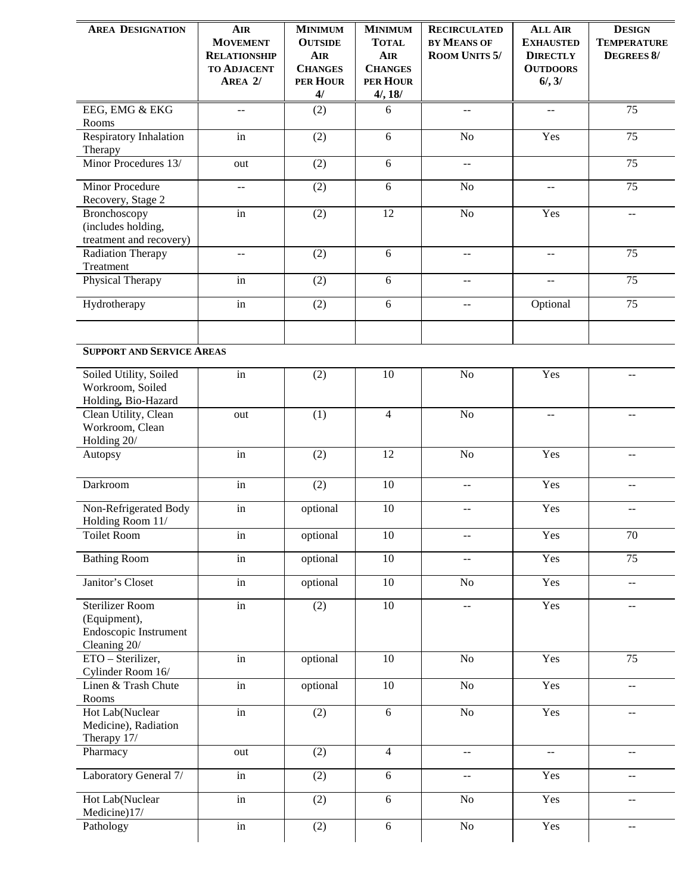| AREA DESIGNATION | AIR MOVEMENT RELATIONSHIP TO ADJACENT AREA 2/ | MINIMUM OUTSIDE AIR CHANGES PER HOUR 4/ | MINIMUM TOTAL AIR CHANGES PER HOUR 4/, 18/ | RECIRCULATED BY MEANS OF ROOM UNITS 5/ | ALL AIR EXHAUSTED DIRECTLY OUTDOORS 6/, 3/ | DESIGN TEMPERATURE DEGREES 8/ |
|---|---|---|---|---|---|---|
| EEG, EMG & EKG Rooms | -- | (2) | 6 | -- | -- | 75 |
| Respiratory Inhalation Therapy | in | (2) | 6 | No | Yes | 75 |
| Minor Procedures 13/ | out | (2) | 6 | -- | | 75 |
| Minor Procedure Recovery, Stage 2 | -- | (2) | 6 | No | -- | 75 |
| Bronchoscopy (includes holding, treatment and recovery) | in | (2) | 12 | No | Yes | -- |
| Radiation Therapy Treatment | -- | (2) | 6 | -- | -- | 75 |
| Physical Therapy | in | (2) | 6 | -- | -- | 75 |
| Hydrotherapy | in | (2) | 6 | -- | Optional | 75 |
| | | | | | | |
| **SUPPORT AND SERVICE AREAS** | | | | | | |
| Soiled Utility, Soiled Workroom, Soiled Holding, Bio-Hazard | in | (2) | 10 | No | Yes | -- |
| Clean Utility, Clean Workroom, Clean Holding 20/ | out | (1) | 4 | No | -- | -- |
| Autopsy | in | (2) | 12 | No | Yes | -- |
| Darkroom | in | (2) | 10 | -- | Yes | -- |
| Non-Refrigerated Body Holding Room 11/ | in | optional | 10 | -- | Yes | -- |
| Toilet Room | in | optional | 10 | -- | Yes | 70 |
| Bathing Room | in | optional | 10 | -- | Yes | 75 |
| Janitor's Closet | in | optional | 10 | No | Yes | -- |
| Sterilizer Room (Equipment), Endoscopic Instrument Cleaning 20/ | in | (2) | 10 | -- | Yes | -- |
| ETO – Sterilizer, Cylinder Room 16/ | in | optional | 10 | No | Yes | 75 |
| Linen & Trash Chute Rooms | in | optional | 10 | No | Yes | -- |
| Hot Lab(Nuclear Medicine), Radiation Therapy 17/ | in | (2) | 6 | No | Yes | -- |
| Pharmacy | out | (2) | 4 | -- | -- | -- |
| Laboratory General 7/ | in | (2) | 6 | -- | Yes | -- |
| Hot Lab(Nuclear Medicine)17/ | in | (2) | 6 | No | Yes | -- |
| Pathology | in | (2) | 6 | No | Yes | -- |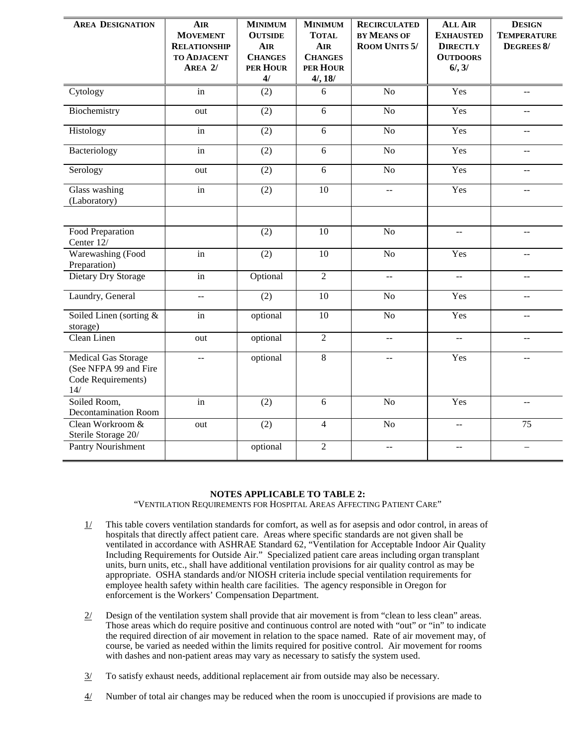| AREA DESIGNATION | AIR MOVEMENT RELATIONSHIP TO ADJACENT AREA 2/ | MINIMUM OUTSIDE AIR CHANGES PER HOUR 4/ | MINIMUM TOTAL AIR CHANGES PER HOUR 4/, 18/ | RECIRCULATED BY MEANS OF ROOM UNITS 5/ | ALL AIR EXHAUSTED DIRECTLY OUTDOORS 6/, 3/ | DESIGN TEMPERATURE DEGREES 8/ |
|---|---|---|---|---|---|---|
| Cytology | in | (2) | 6 | No | Yes | -- |
| Biochemistry | out | (2) | 6 | No | Yes | -- |
| Histology | in | (2) | 6 | No | Yes | -- |
| Bacteriology | in | (2) | 6 | No | Yes | -- |
| Serology | out | (2) | 6 | No | Yes | -- |
| Glass washing (Laboratory) | in | (2) | 10 | -- | Yes | -- |
| | | | | | | |
| Food Preparation Center 12/ | | (2) | 10 | No | -- | -- |
| Warewashing (Food Preparation) | in | (2) | 10 | No | Yes | -- |
| Dietary Dry Storage | in | Optional | 2 | -- | -- | -- |
| Laundry, General | -- | (2) | 10 | No | Yes | -- |
| Soiled Linen (sorting & storage) | in | optional | 10 | No | Yes | -- |
| Clean Linen | out | optional | 2 | -- | -- | -- |
| Medical Gas Storage (See NFPA 99 and Fire Code Requirements) 14/ | -- | optional | 8 | -- | Yes | -- |
| Soiled Room, Decontamination Room | in | (2) | 6 | No | Yes | -- |
| Clean Workroom & Sterile Storage 20/ | out | (2) | 4 | No | -- | 75 |
| Pantry Nourishment | | optional | 2 | -- | -- | – |

**NOTES APPLICABLE TO TABLE 2:**
"VENTILATION REQUIREMENTS FOR HOSPITAL AREAS AFFECTING PATIENT CARE"

1/ This table covers ventilation standards for comfort, as well as for asepsis and odor control, in areas of hospitals that directly affect patient care. Areas where specific standards are not given shall be ventilated in accordance with ASHRAE Standard 62, "Ventilation for Acceptable Indoor Air Quality Including Requirements for Outside Air." Specialized patient care areas including organ transplant units, burn units, etc., shall have additional ventilation provisions for air quality control as may be appropriate. OSHA standards and/or NIOSH criteria include special ventilation requirements for employee health safety within health care facilities. The agency responsible in Oregon for enforcement is the Workers' Compensation Department.

2/ Design of the ventilation system shall provide that air movement is from "clean to less clean" areas. Those areas which do require positive and continuous control are noted with "out" or "in" to indicate the required direction of air movement in relation to the space named. Rate of air movement may, of course, be varied as needed within the limits required for positive control. Air movement for rooms with dashes and non-patient areas may vary as necessary to satisfy the system used.

3/ To satisfy exhaust needs, additional replacement air from outside may also be necessary.

4/ Number of total air changes may be reduced when the room is unoccupied if provisions are made to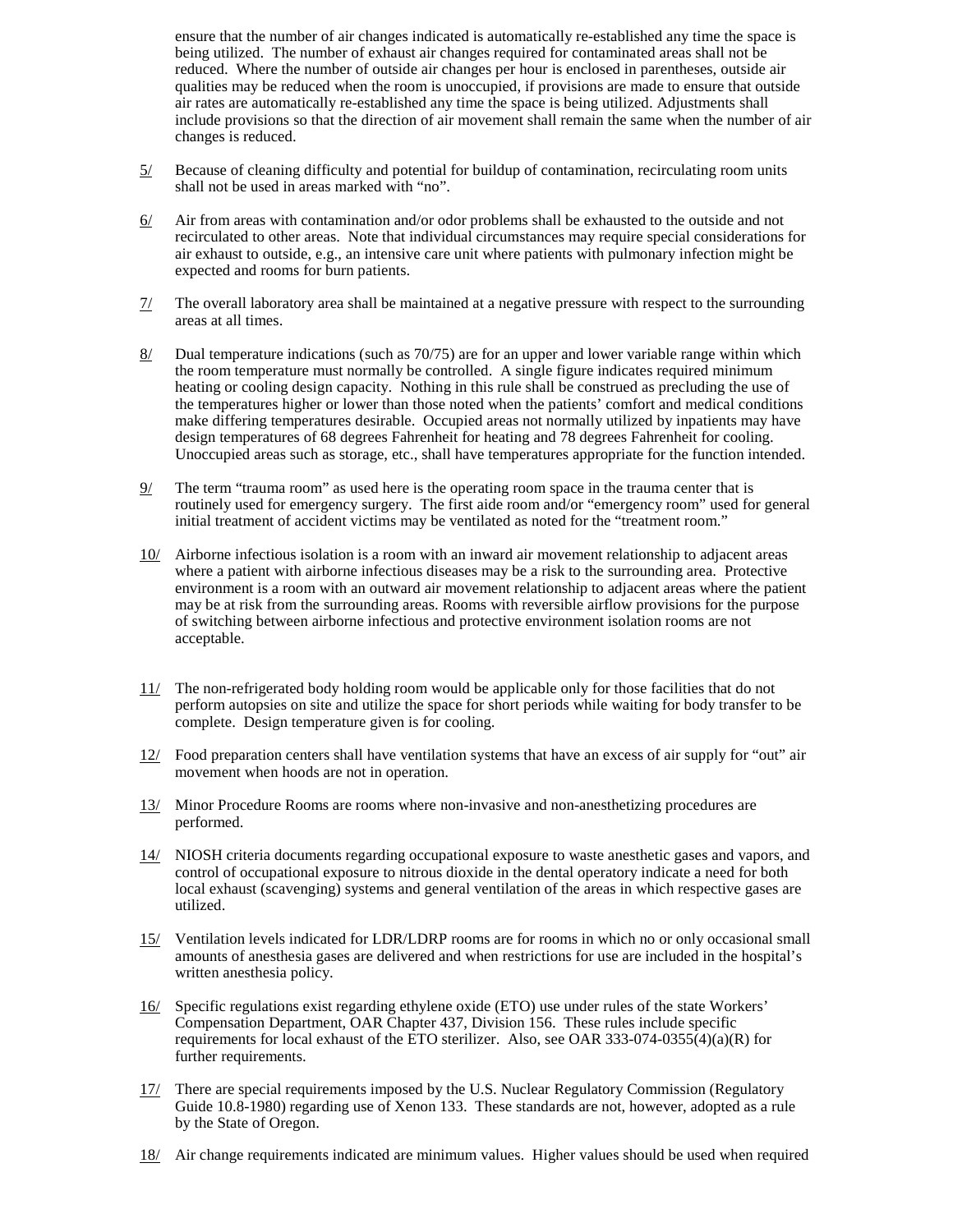ensure that the number of air changes indicated is automatically re-established any time the space is being utilized. The number of exhaust air changes required for contaminated areas shall not be reduced. Where the number of outside air changes per hour is enclosed in parentheses, outside air qualities may be reduced when the room is unoccupied, if provisions are made to ensure that outside air rates are automatically re-established any time the space is being utilized. Adjustments shall include provisions so that the direction of air movement shall remain the same when the number of air changes is reduced.

5/ Because of cleaning difficulty and potential for buildup of contamination, recirculating room units shall not be used in areas marked with "no".

6/ Air from areas with contamination and/or odor problems shall be exhausted to the outside and not recirculated to other areas. Note that individual circumstances may require special considerations for air exhaust to outside, e.g., an intensive care unit where patients with pulmonary infection might be expected and rooms for burn patients.

7/ The overall laboratory area shall be maintained at a negative pressure with respect to the surrounding areas at all times.

8/ Dual temperature indications (such as 70/75) are for an upper and lower variable range within which the room temperature must normally be controlled. A single figure indicates required minimum heating or cooling design capacity. Nothing in this rule shall be construed as precluding the use of the temperatures higher or lower than those noted when the patients' comfort and medical conditions make differing temperatures desirable. Occupied areas not normally utilized by inpatients may have design temperatures of 68 degrees Fahrenheit for heating and 78 degrees Fahrenheit for cooling. Unoccupied areas such as storage, etc., shall have temperatures appropriate for the function intended.

9/ The term "trauma room" as used here is the operating room space in the trauma center that is routinely used for emergency surgery. The first aide room and/or "emergency room" used for general initial treatment of accident victims may be ventilated as noted for the "treatment room."

10/ Airborne infectious isolation is a room with an inward air movement relationship to adjacent areas where a patient with airborne infectious diseases may be a risk to the surrounding area. Protective environment is a room with an outward air movement relationship to adjacent areas where the patient may be at risk from the surrounding areas. Rooms with reversible airflow provisions for the purpose of switching between airborne infectious and protective environment isolation rooms are not acceptable.

11/ The non-refrigerated body holding room would be applicable only for those facilities that do not perform autopsies on site and utilize the space for short periods while waiting for body transfer to be complete. Design temperature given is for cooling.

12/ Food preparation centers shall have ventilation systems that have an excess of air supply for "out" air movement when hoods are not in operation.

13/ Minor Procedure Rooms are rooms where non-invasive and non-anesthetizing procedures are performed.

14/ NIOSH criteria documents regarding occupational exposure to waste anesthetic gases and vapors, and control of occupational exposure to nitrous dioxide in the dental operatory indicate a need for both local exhaust (scavenging) systems and general ventilation of the areas in which respective gases are utilized.

15/ Ventilation levels indicated for LDR/LDRP rooms are for rooms in which no or only occasional small amounts of anesthesia gases are delivered and when restrictions for use are included in the hospital's written anesthesia policy.

16/ Specific regulations exist regarding ethylene oxide (ETO) use under rules of the state Workers' Compensation Department, OAR Chapter 437, Division 156. These rules include specific requirements for local exhaust of the ETO sterilizer. Also, see OAR 333-074-0355(4)(a)(R) for further requirements.

17/ There are special requirements imposed by the U.S. Nuclear Regulatory Commission (Regulatory Guide 10.8-1980) regarding use of Xenon 133. These standards are not, however, adopted as a rule by the State of Oregon.

18/ Air change requirements indicated are minimum values. Higher values should be used when required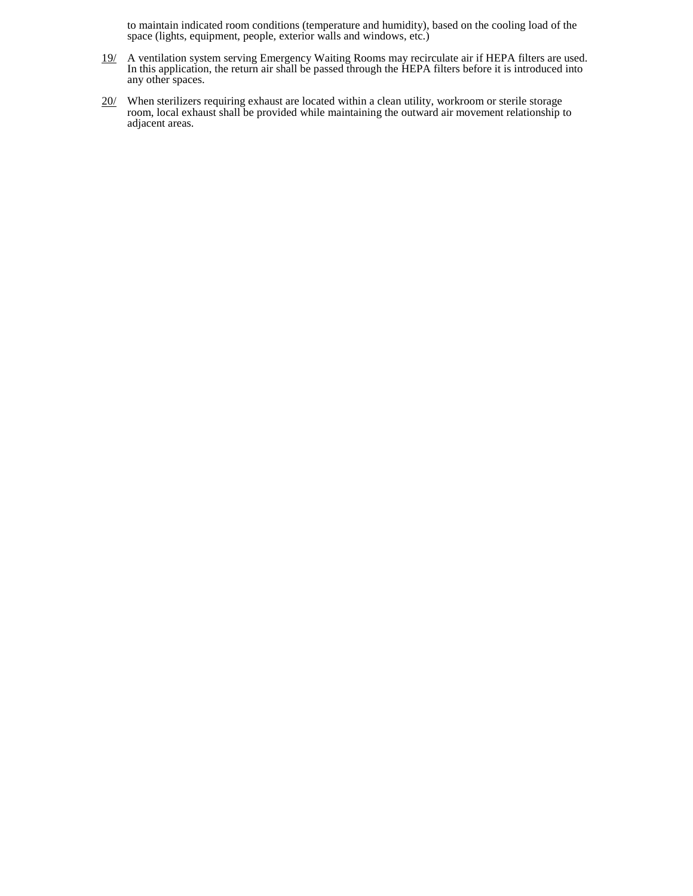to maintain indicated room conditions (temperature and humidity), based on the cooling load of the space (lights, equipment, people, exterior walls and windows, etc.)

19/ A ventilation system serving Emergency Waiting Rooms may recirculate air if HEPA filters are used. In this application, the return air shall be passed through the HEPA filters before it is introduced into any other spaces.

20/ When sterilizers requiring exhaust are located within a clean utility, workroom or sterile storage room, local exhaust shall be provided while maintaining the outward air movement relationship to adjacent areas.